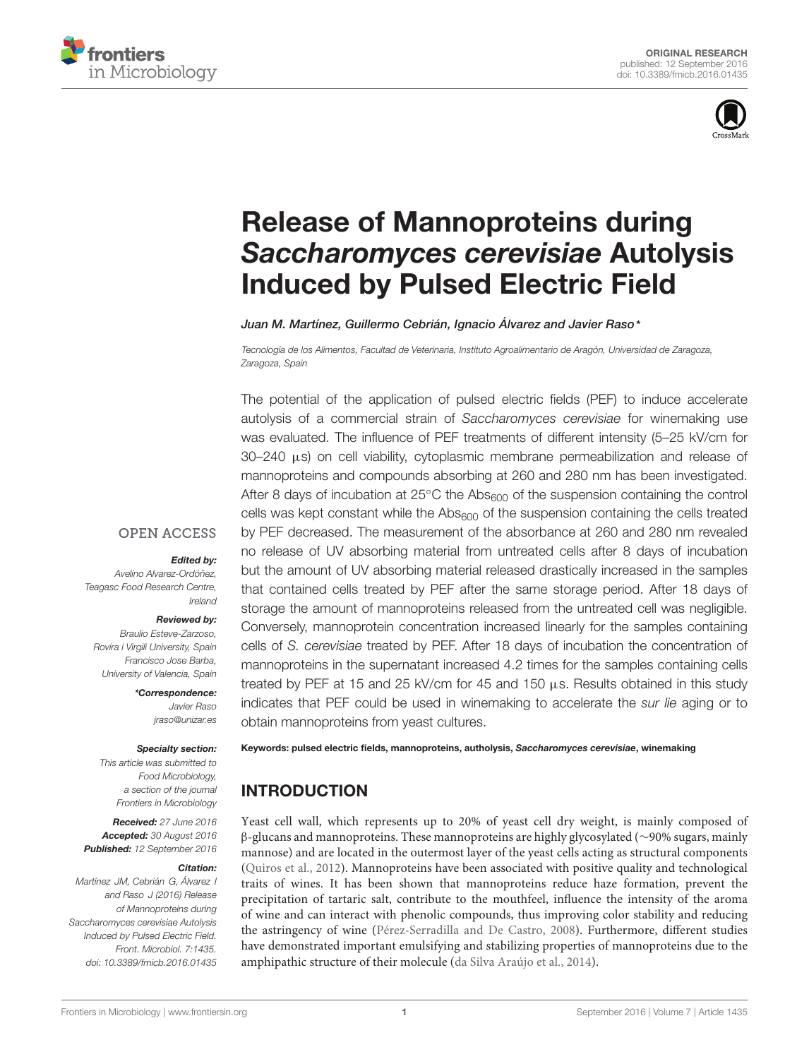ORIGINAL RESEARCH
published: 12 September 2016
doi: 10.3389/fmicb.2016.01435

# Release of Mannoproteins during *Saccharomyces cerevisiae* Autolysis Induced by Pulsed Electric Field

*Juan M. Martínez, Guillermo Cebrián, Ignacio Álvarez and Javier Raso**

*Tecnología de los Alimentos, Facultad de Veterinaria, Instituto Agroalimentario de Aragón, Universidad de Zaragoza, Zaragoza, Spain*

OPEN ACCESS

***Edited by:***
*Avelino Alvarez-Ordóñez, Teagasc Food Research Centre, Ireland*

***Reviewed by:***
*Braulio Esteve-Zarzoso, Rovira i Virgili University, Spain*
*Francisco Jose Barba, University of Valencia, Spain*

***\*Correspondence:***
*Javier Raso*
*jraso@unizar.es*

***Specialty section:***
*This article was submitted to Food Microbiology, a section of the journal Frontiers in Microbiology*

***Received:*** *27 June 2016*
***Accepted:*** *30 August 2016*
***Published:*** *12 September 2016*

***Citation:***
*Martínez JM, Cebrián G, Álvarez I and Raso J (2016) Release of Mannoproteins during Saccharomyces cerevisiae Autolysis Induced by Pulsed Electric Field. Front. Microbiol. 7:1435. doi: 10.3389/fmicb.2016.01435*

The potential of the application of pulsed electric fields (PEF) to induce accelerate autolysis of a commercial strain of *Saccharomyces cerevisiae* for winemaking use was evaluated. The influence of PEF treatments of different intensity (5–25 kV/cm for 30–240 μs) on cell viability, cytoplasmic membrane permeabilization and release of mannoproteins and compounds absorbing at 260 and 280 nm has been investigated. After 8 days of incubation at 25°C the $Abs_{600}$ of the suspension containing the control cells was kept constant while the $Abs_{600}$ of the suspension containing the cells treated by PEF decreased. The measurement of the absorbance at 260 and 280 nm revealed no release of UV absorbing material from untreated cells after 8 days of incubation but the amount of UV absorbing material released drastically increased in the samples that contained cells treated by PEF after the same storage period. After 18 days of storage the amount of mannoproteins released from the untreated cell was negligible. Conversely, mannoprotein concentration increased linearly for the samples containing cells of *S. cerevisiae* treated by PEF. After 18 days of incubation the concentration of mannoproteins in the supernatant increased 4.2 times for the samples containing cells treated by PEF at 15 and 25 kV/cm for 45 and 150 μs. Results obtained in this study indicates that PEF could be used in winemaking to accelerate the *sur lie* aging or to obtain mannoproteins from yeast cultures.

**Keywords: pulsed electric fields, mannoproteins, autholysis, *Saccharomyces cerevisiae*, winemaking**

## INTRODUCTION

Yeast cell wall, which represents up to 20% of yeast cell dry weight, is mainly composed of β-glucans and mannoproteins. These mannoproteins are highly glycosylated (∼90% sugars, mainly mannose) and are located in the outermost layer of the yeast cells acting as structural components (Quiros et al., 2012). Mannoproteins have been associated with positive quality and technological traits of wines. It has been shown that mannoproteins reduce haze formation, prevent the precipitation of tartaric salt, contribute to the mouthfeel, influence the intensity of the aroma of wine and can interact with phenolic compounds, thus improving color stability and reducing the astringency of wine (Pérez-Serradilla and De Castro, 2008). Furthermore, different studies have demonstrated important emulsifying and stabilizing properties of mannoproteins due to the amphipathic structure of their molecule (da Silva Araújo et al., 2014).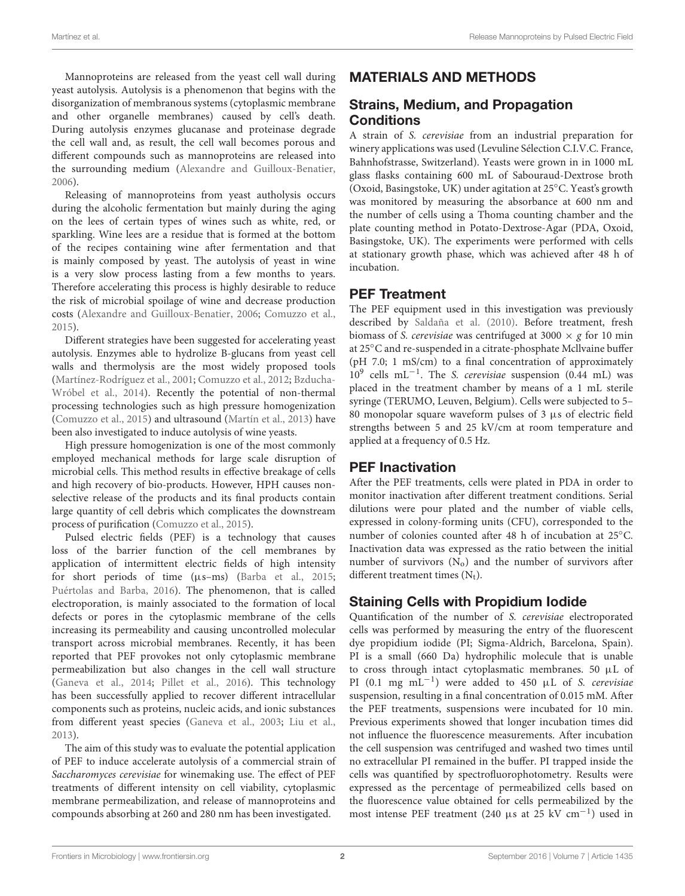Mannoproteins are released from the yeast cell wall during yeast autolysis. Autolysis is a phenomenon that begins with the disorganization of membranous systems (cytoplasmic membrane and other organelle membranes) caused by cell's death. During autolysis enzymes glucanase and proteinase degrade the cell wall and, as result, the cell wall becomes porous and different compounds such as mannoproteins are released into the surrounding medium (Alexandre and Guilloux-Benatier, 2006).

Releasing of mannoproteins from yeast autholysis occurs during the alcoholic fermentation but mainly during the aging on the lees of certain types of wines such as white, red, or sparkling. Wine lees are a residue that is formed at the bottom of the recipes containing wine after fermentation and that is mainly composed by yeast. The autolysis of yeast in wine is a very slow process lasting from a few months to years. Therefore accelerating this process is highly desirable to reduce the risk of microbial spoilage of wine and decrease production costs (Alexandre and Guilloux-Benatier, 2006; Comuzzo et al., 2015).

Different strategies have been suggested for accelerating yeast autolysis. Enzymes able to hydrolize Β-glucans from yeast cell walls and thermolysis are the most widely proposed tools (Martínez-Rodríguez et al., 2001; Comuzzo et al., 2012; Bzducha-Wróbel et al., 2014). Recently the potential of non-thermal processing technologies such as high pressure homogenization (Comuzzo et al., 2015) and ultrasound (Martín et al., 2013) have been also investigated to induce autolysis of wine yeasts.

High pressure homogenization is one of the most commonly employed mechanical methods for large scale disruption of microbial cells. This method results in effective breakage of cells and high recovery of bio-products. However, HPH causes non-selective release of the products and its final products contain large quantity of cell debris which complicates the downstream process of purification (Comuzzo et al., 2015).

Pulsed electric fields (PEF) is a technology that causes loss of the barrier function of the cell membranes by application of intermittent electric fields of high intensity for short periods of time (μs–ms) (Barba et al., 2015; Puértolas and Barba, 2016). The phenomenon, that is called electroporation, is mainly associated to the formation of local defects or pores in the cytoplasmic membrane of the cells increasing its permeability and causing uncontrolled molecular transport across microbial membranes. Recently, it has been reported that PEF provokes not only cytoplasmic membrane permeabilization but also changes in the cell wall structure (Ganeva et al., 2014; Pillet et al., 2016). This technology has been successfully applied to recover different intracellular components such as proteins, nucleic acids, and ionic substances from different yeast species (Ganeva et al., 2003; Liu et al., 2013).

The aim of this study was to evaluate the potential application of PEF to induce accelerate autolysis of a commercial strain of *Saccharomyces cerevisiae* for winemaking use. The effect of PEF treatments of different intensity on cell viability, cytoplasmic membrane permeabilization, and release of mannoproteins and compounds absorbing at 260 and 280 nm has been investigated.

# MATERIALS AND METHODS

## Strains, Medium, and Propagation Conditions

A strain of *S. cerevisiae* from an industrial preparation for winery applications was used (Levuline Sélection C.I.V.C. France, Bahnhofstrasse, Switzerland). Yeasts were grown in in 1000 mL glass flasks containing 600 mL of Sabouraud-Dextrose broth (Oxoid, Basingstoke, UK) under agitation at 25°C. Yeast's growth was monitored by measuring the absorbance at 600 nm and the number of cells using a Thoma counting chamber and the plate counting method in Potato-Dextrose-Agar (PDA, Oxoid, Basingstoke, UK). The experiments were performed with cells at stationary growth phase, which was achieved after 48 h of incubation.

## PEF Treatment

The PEF equipment used in this investigation was previously described by Saldaña et al. (2010). Before treatment, fresh biomass of *S. cerevisiae* was centrifuged at 3000 × *g* for 10 min at 25°C and re-suspended in a citrate-phosphate Mcllvaine buffer (pH 7.0; 1 mS/cm) to a final concentration of approximately $10^9$ cells $mL^{-1}$. The *S. cerevisiae* suspension (0.44 mL) was placed in the treatment chamber by means of a 1 mL sterile syringe (TERUMO, Leuven, Belgium). Cells were subjected to 5–80 monopolar square waveform pulses of 3 μs of electric field strengths between 5 and 25 kV/cm at room temperature and applied at a frequency of 0.5 Hz.

## PEF Inactivation

After the PEF treatments, cells were plated in PDA in order to monitor inactivation after different treatment conditions. Serial dilutions were pour plated and the number of viable cells, expressed in colony-forming units (CFU), corresponded to the number of colonies counted after 48 h of incubation at 25°C. Inactivation data was expressed as the ratio between the initial number of survivors ($N_o$) and the number of survivors after different treatment times ($N_t$).

## Staining Cells with Propidium Iodide

Quantification of the number of *S. cerevisiae* electroporated cells was performed by measuring the entry of the fluorescent dye propidium iodide (PI; Sigma-Aldrich, Barcelona, Spain). PI is a small (660 Da) hydrophilic molecule that is unable to cross through intact cytoplasmatic membranes. 50 μL of PI (0.1 mg $mL^{-1}$) were added to 450 μL of *S. cerevisiae* suspension, resulting in a final concentration of 0.015 mM. After the PEF treatments, suspensions were incubated for 10 min. Previous experiments showed that longer incubation times did not influence the fluorescence measurements. After incubation the cell suspension was centrifuged and washed two times until no extracellular PI remained in the buffer. PI trapped inside the cells was quantified by spectrofluorophotometry. Results were expressed as the percentage of permeabilized cells based on the fluorescence value obtained for cells permeabilized by the most intense PEF treatment (240 μs at 25 kV $cm^{-1}$) used in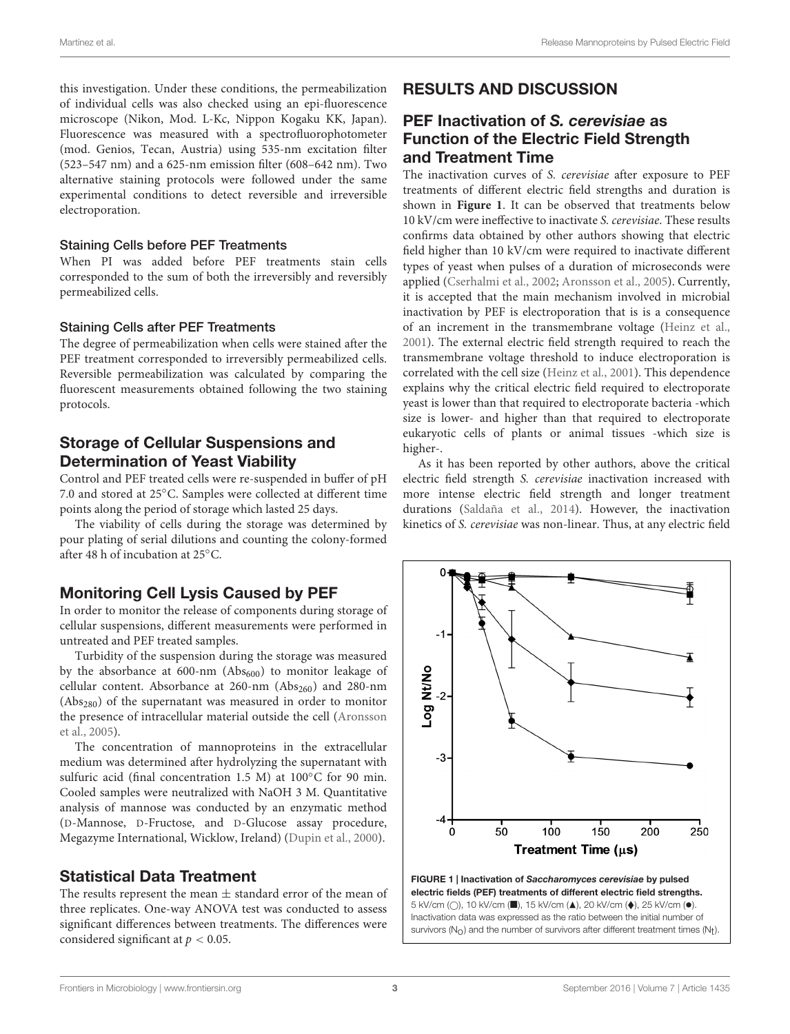this investigation. Under these conditions, the permeabilization of individual cells was also checked using an epi-fluorescence microscope (Nikon, Mod. L-Kc, Nippon Kogaku KK, Japan). Fluorescence was measured with a spectrofluorophotometer (mod. Genios, Tecan, Austria) using 535-nm excitation filter (523–547 nm) and a 625-nm emission filter (608–642 nm). Two alternative staining protocols were followed under the same experimental conditions to detect reversible and irreversible electroporation.

#### Staining Cells before PEF Treatments

When PI was added before PEF treatments stain cells corresponded to the sum of both the irreversibly and reversibly permeabilized cells.

#### Staining Cells after PEF Treatments

The degree of permeabilization when cells were stained after the PEF treatment corresponded to irreversibly permeabilized cells. Reversible permeabilization was calculated by comparing the fluorescent measurements obtained following the two staining protocols.

### Storage of Cellular Suspensions and Determination of Yeast Viability

Control and PEF treated cells were re-suspended in buffer of pH 7.0 and stored at 25°C. Samples were collected at different time points along the period of storage which lasted 25 days.

The viability of cells during the storage was determined by pour plating of serial dilutions and counting the colony-formed after 48 h of incubation at 25°C.

### Monitoring Cell Lysis Caused by PEF

In order to monitor the release of components during storage of cellular suspensions, different measurements were performed in untreated and PEF treated samples.

Turbidity of the suspension during the storage was measured by the absorbance at 600-nm ($Abs_{600}$) to monitor leakage of cellular content. Absorbance at 260-nm ($Abs_{260}$) and 280-nm ($Abs_{280}$) of the supernatant was measured in order to monitor the presence of intracellular material outside the cell (Aronsson et al., 2005).

The concentration of mannoproteins in the extracellular medium was determined after hydrolyzing the supernatant with sulfuric acid (final concentration 1.5 M) at 100°C for 90 min. Cooled samples were neutralized with NaOH 3 M. Quantitative analysis of mannose was conducted by an enzymatic method (D-Mannose, D-Fructose, and D-Glucose assay procedure, Megazyme International, Wicklow, Ireland) (Dupin et al., 2000).

### Statistical Data Treatment

The results represent the mean ± standard error of the mean of three replicates. One-way ANOVA test was conducted to assess significant differences between treatments. The differences were considered significant at $p < 0.05$.

## RESULTS AND DISCUSSION

### PEF Inactivation of *S. cerevisiae* as Function of the Electric Field Strength and Treatment Time

The inactivation curves of *S. cerevisiae* after exposure to PEF treatments of different electric field strengths and duration is shown in **Figure 1**. It can be observed that treatments below 10 kV/cm were ineffective to inactivate *S. cerevisiae*. These results confirms data obtained by other authors showing that electric field higher than 10 kV/cm were required to inactivate different types of yeast when pulses of a duration of microseconds were applied (Cserhalmi et al., 2002; Aronsson et al., 2005). Currently, it is accepted that the main mechanism involved in microbial inactivation by PEF is electroporation that is is a consequence of an increment in the transmembrane voltage (Heinz et al., 2001). The external electric field strength required to reach the transmembrane voltage threshold to induce electroporation is correlated with the cell size (Heinz et al., 2001). This dependence explains why the critical electric field required to electroporate yeast is lower than that required to electroporate bacteria -which size is lower- and higher than that required to electroporate eukaryotic cells of plants or animal tissues -which size is higher-.

As it has been reported by other authors, above the critical electric field strength *S. cerevisiae* inactivation increased with more intense electric field strength and longer treatment durations (Saldaña et al., 2014). However, the inactivation kinetics of *S. cerevisiae* was non-linear. Thus, at any electric field

**FIGURE 1 | Inactivation of *Saccharomyces cerevisiae* by pulsed electric fields (PEF) treatments of different electric field strengths.** 5 kV/cm (○), 10 kV/cm (■), 15 kV/cm (▲), 20 kV/cm (♦), 25 kV/cm (●). Inactivation data was expressed as the ratio between the initial number of survivors ($N_0$) and the number of survivors after different treatment times ($N_t$).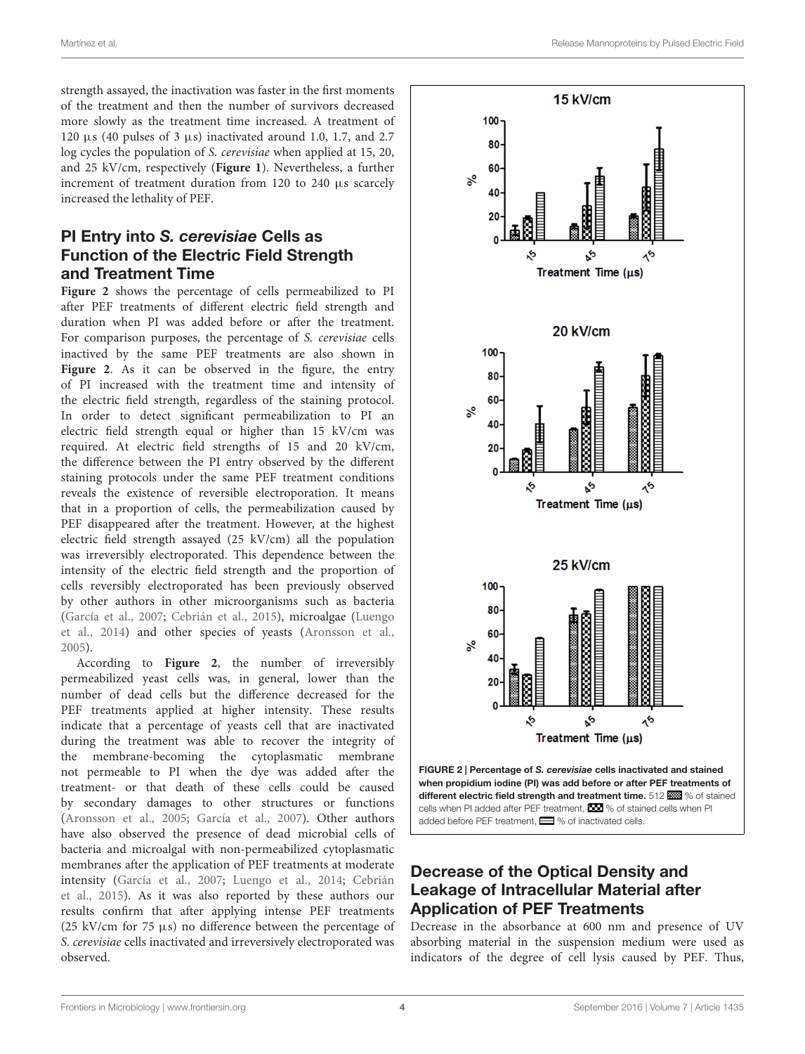strength assayed, the inactivation was faster in the first moments of the treatment and then the number of survivors decreased more slowly as the treatment time increased. A treatment of 120 μs (40 pulses of 3 μs) inactivated around 1.0, 1.7, and 2.7 log cycles the population of *S. cerevisiae* when applied at 15, 20, and 25 kV/cm, respectively (**Figure 1**). Nevertheless, a further increment of treatment duration from 120 to 240 μs scarcely increased the lethality of PEF.

## PI Entry into *S. cerevisiae* Cells as Function of the Electric Field Strength and Treatment Time

**Figure 2** shows the percentage of cells permeabilized to PI after PEF treatments of different electric field strength and duration when PI was added before or after the treatment. For comparison purposes, the percentage of *S. cerevisiae* cells inactived by the same PEF treatments are also shown in **Figure 2**. As it can be observed in the figure, the entry of PI increased with the treatment time and intensity of the electric field strength, regardless of the staining protocol. In order to detect significant permeabilization to PI an electric field strength equal or higher than 15 kV/cm was required. At electric field strengths of 15 and 20 kV/cm, the difference between the PI entry observed by the different staining protocols under the same PEF treatment conditions reveals the existence of reversible electroporation. It means that in a proportion of cells, the permeabilization caused by PEF disappeared after the treatment. However, at the highest electric field strength assayed (25 kV/cm) all the population was irreversibly electroporated. This dependence between the intensity of the electric field strength and the proportion of cells reversibly electroporated has been previously observed by other authors in other microorganisms such as bacteria (García et al., 2007; Cebrián et al., 2015), microalgae (Luengo et al., 2014) and other species of yeasts (Aronsson et al., 2005).

According to **Figure 2**, the number of irreversibly permeabilized yeast cells was, in general, lower than the number of dead cells but the difference decreased for the PEF treatments applied at higher intensity. These results indicate that a percentage of yeasts cell that are inactivated during the treatment was able to recover the integrity of the membrane-becoming the cytoplasmatic membrane not permeable to PI when the dye was added after the treatment- or that death of these cells could be caused by secondary damages to other structures or functions (Aronsson et al., 2005; García et al., 2007). Other authors have also observed the presence of dead microbial cells of bacteria and microalgal with non-permeabilized cytoplasmatic membranes after the application of PEF treatments at moderate intensity (García et al., 2007; Luengo et al., 2014; Cebrián et al., 2015). As it was also reported by these authors our results confirm that after applying intense PEF treatments (25 kV/cm for 75 μs) no difference between the percentage of *S. cerevisiae* cells inactivated and irreversively electroporated was observed.

**FIGURE 2 | Percentage of *S. cerevisiae* cells inactivated and stained when propidium iodine (PI) was add before or after PEF treatments of different electric field strength and treatment time.** 512 % of stained cells when PI added after PEF treatment, % of stained cells when PI added before PEF treatment, % of inactivated cells.

## Decrease of the Optical Density and Leakage of Intracellular Material after Application of PEF Treatments

Decrease in the absorbance at 600 nm and presence of UV absorbing material in the suspension medium were used as indicators of the degree of cell lysis caused by PEF. Thus,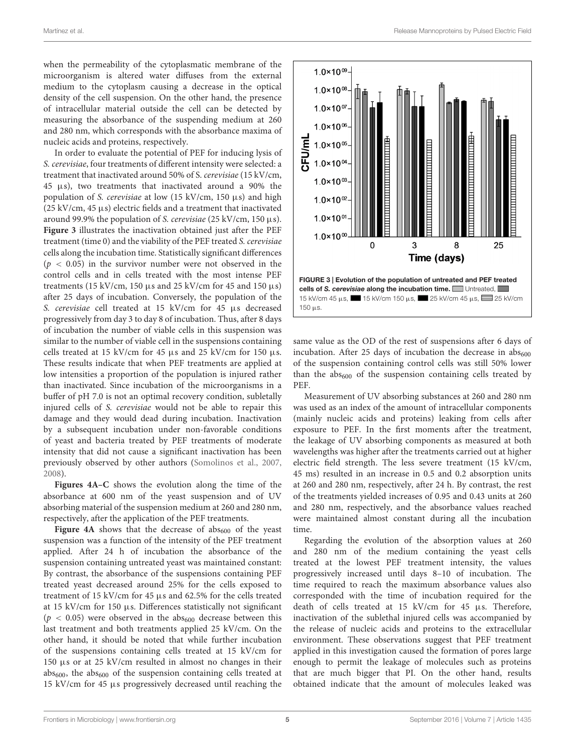when the permeability of the cytoplasmatic membrane of the microorganism is altered water diffuses from the external medium to the cytoplasm causing a decrease in the optical density of the cell suspension. On the other hand, the presence of intracellular material outside the cell can be detected by measuring the absorbance of the suspending medium at 260 and 280 nm, which corresponds with the absorbance maxima of nucleic acids and proteins, respectively.

In order to evaluate the potential of PEF for inducing lysis of *S. cerevisiae*, four treatments of different intensity were selected: a treatment that inactivated around 50% of S. *cerevisiae* (15 kV/cm, 45 μs), two treatments that inactivated around a 90% the population of *S. cerevisiae* at low (15 kV/cm, 150 μs) and high (25 kV/cm, 45 μs) electric fields and a treatment that inactivated around 99.9% the population of *S. cerevisiae* (25 kV/cm, 150 μs). **Figure 3** illustrates the inactivation obtained just after the PEF treatment (time 0) and the viability of the PEF treated *S. cerevisiae* cells along the incubation time. Statistically significant differences ($p < 0.05$) in the survivor number were not observed in the control cells and in cells treated with the most intense PEF treatments (15 kV/cm, 150 μs and 25 kV/cm for 45 and 150 μs) after 25 days of incubation. Conversely, the population of the *S. cerevisiae* cell treated at 15 kV/cm for 45 μs decreased progressively from day 3 to day 8 of incubation. Thus, after 8 days of incubation the number of viable cells in this suspension was similar to the number of viable cell in the suspensions containing cells treated at 15 kV/cm for 45 μs and 25 kV/cm for 150 μs. These results indicate that when PEF treatments are applied at low intensities a proportion of the population is injured rather than inactivated. Since incubation of the microorganisms in a buffer of pH 7.0 is not an optimal recovery condition, subletally injured cells of *S. cerevisiae* would not be able to repair this damage and they would dead during incubation. Inactivation by a subsequent incubation under non-favorable conditions of yeast and bacteria treated by PEF treatments of moderate intensity that did not cause a significant inactivation has been previously observed by other authors (Somolinos et al., 2007, 2008).

**Figures 4A–C** shows the evolution along the time of the absorbance at 600 nm of the yeast suspension and of UV absorbing material of the suspension medium at 260 and 280 nm, respectively, after the application of the PEF treatments.

**Figure 4A** shows that the decrease of $abs_{600}$ of the yeast suspension was a function of the intensity of the PEF treatment applied. After 24 h of incubation the absorbance of the suspension containing untreated yeast was maintained constant: By contrast, the absorbance of the suspensions containing PEF treated yeast decreased around 25% for the cells exposed to treatment of 15 kV/cm for 45 μs and 62.5% for the cells treated at 15 kV/cm for 150 μs. Differences statistically not significant ($p < 0.05$) were observed in the $abs_{600}$ decrease between this last treatment and both treatments applied 25 kV/cm. On the other hand, it should be noted that while further incubation of the suspensions containing cells treated at 15 kV/cm for 150 μs or at 25 kV/cm resulted in almost no changes in their $abs_{600}$, the $abs_{600}$ of the suspension containing cells treated at 15 kV/cm for 45 μs progressively decreased until reaching the same value as the OD of the rest of suspensions after 6 days of incubation. After 25 days of incubation the decrease in $abs_{600}$ of the suspension containing control cells was still 50% lower than the $abs_{600}$ of the suspension containing cells treated by PEF.

**FIGURE 3 | Evolution of the population of untreated and PEF treated cells of *S. cerevisiae* along the incubation time.** Untreated, 15 kV/cm 45 μs, 15 kV/cm 150 μs, 25 kV/cm 45 μs, 25 kV/cm 150 μs.

Measurement of UV absorbing substances at 260 and 280 nm was used as an index of the amount of intracellular components (mainly nucleic acids and proteins) leaking from cells after exposure to PEF. In the first moments after the treatment, the leakage of UV absorbing components as measured at both wavelengths was higher after the treatments carried out at higher electric field strength. The less severe treatment (15 kV/cm, 45 ms) resulted in an increase in 0.5 and 0.2 absorption units at 260 and 280 nm, respectively, after 24 h. By contrast, the rest of the treatments yielded increases of 0.95 and 0.43 units at 260 and 280 nm, respectively, and the absorbance values reached were maintained almost constant during all the incubation time.

Regarding the evolution of the absorption values at 260 and 280 nm of the medium containing the yeast cells treated at the lowest PEF treatment intensity, the values progressively increased until days 8–10 of incubation. The time required to reach the maximum absorbance values also corresponded with the time of incubation required for the death of cells treated at 15 kV/cm for 45 μs. Therefore, inactivation of the sublethal injured cells was accompanied by the release of nucleic acids and proteins to the extracellular environment. These observations suggest that PEF treatment applied in this investigation caused the formation of pores large enough to permit the leakage of molecules such as proteins that are much bigger that PI. On the other hand, results obtained indicate that the amount of molecules leaked was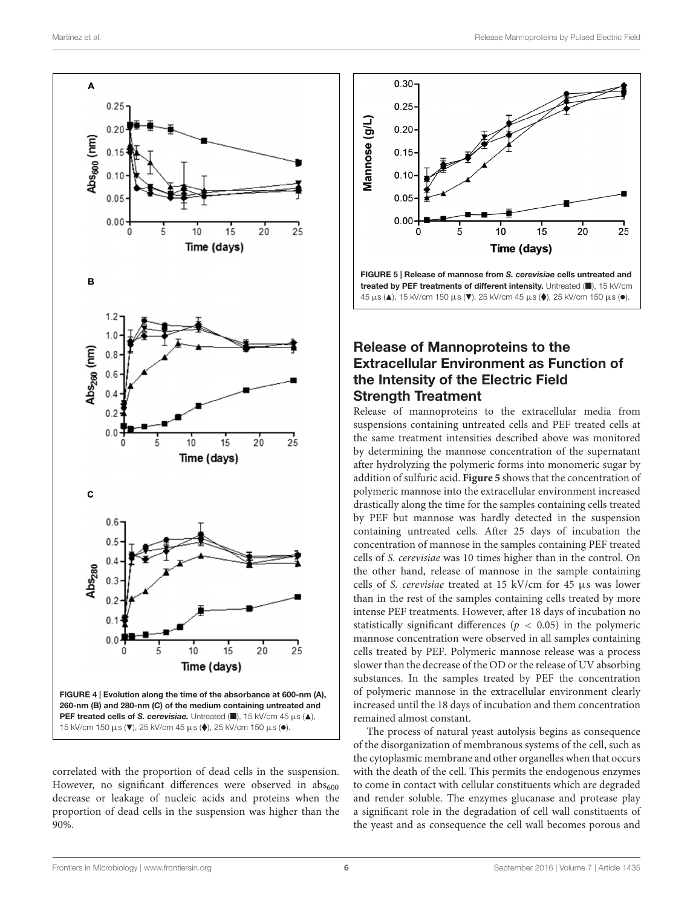FIGURE 4 | Evolution along the time of the absorbance at 600-nm (A), 260-nm (B) and 280-nm (C) of the medium containing untreated and PEF treated cells of *S. cerevisiae*. Untreated (■), 15 kV/cm 45 μs (▲), 15 kV/cm 150 μs (▼), 25 kV/cm 45 μs (♦), 25 kV/cm 150 μs (●).

correlated with the proportion of dead cells in the suspension. However, no significant differences were observed in $abs_{600}$ decrease or leakage of nucleic acids and proteins when the proportion of dead cells in the suspension was higher than the 90%.

FIGURE 5 | Release of mannose from *S. cerevisiae* cells untreated and treated by PEF treatments of different intensity. Untreated (■), 15 kV/cm 45 μs (▲), 15 kV/cm 150 μs (▼), 25 kV/cm 45 μs (♦), 25 kV/cm 150 μs (●).

## Release of Mannoproteins to the Extracellular Environment as Function of the Intensity of the Electric Field Strength Treatment

Release of mannoproteins to the extracellular media from suspensions containing untreated cells and PEF treated cells at the same treatment intensities described above was monitored by determining the mannose concentration of the supernatant after hydrolyzing the polymeric forms into monomeric sugar by addition of sulfuric acid. **Figure 5** shows that the concentration of polymeric mannose into the extracellular environment increased drastically along the time for the samples containing cells treated by PEF but mannose was hardly detected in the suspension containing untreated cells. After 25 days of incubation the concentration of mannose in the samples containing PEF treated cells of *S. cerevisiae* was 10 times higher than in the control. On the other hand, release of mannose in the sample containing cells of *S. cerevisiae* treated at 15 kV/cm for 45 μs was lower than in the rest of the samples containing cells treated by more intense PEF treatments. However, after 18 days of incubation no statistically significant differences ($p < 0.05$) in the polymeric mannose concentration were observed in all samples containing cells treated by PEF. Polymeric mannose release was a process slower than the decrease of the OD or the release of UV absorbing substances. In the samples treated by PEF the concentration of polymeric mannose in the extracellular environment clearly increased until the 18 days of incubation and them concentration remained almost constant.

The process of natural yeast autolysis begins as consequence of the disorganization of membranous systems of the cell, such as the cytoplasmic membrane and other organelles when that occurs with the death of the cell. This permits the endogenous enzymes to come in contact with cellular constituents which are degraded and render soluble. The enzymes glucanase and protease play a significant role in the degradation of cell wall constituents of the yeast and as consequence the cell wall becomes porous and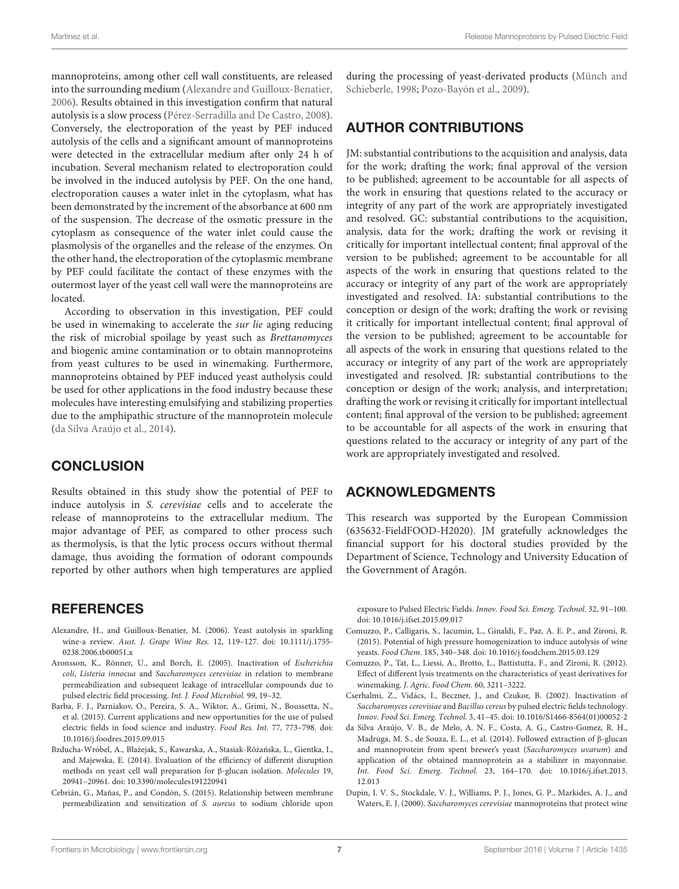mannoproteins, among other cell wall constituents, are released into the surrounding medium (Alexandre and Guilloux-Benatier, 2006). Results obtained in this investigation confirm that natural autolysis is a slow process (Pérez-Serradilla and De Castro, 2008). Conversely, the electroporation of the yeast by PEF induced autolysis of the cells and a significant amount of mannoproteins were detected in the extracellular medium after only 24 h of incubation. Several mechanism related to electroporation could be involved in the induced autolysis by PEF. On the one hand, electroporation causes a water inlet in the cytoplasm, what has been demonstrated by the increment of the absorbance at 600 nm of the suspension. The decrease of the osmotic pressure in the cytoplasm as consequence of the water inlet could cause the plasmolysis of the organelles and the release of the enzymes. On the other hand, the electroporation of the cytoplasmic membrane by PEF could facilitate the contact of these enzymes with the outermost layer of the yeast cell wall were the mannoproteins are located.

According to observation in this investigation, PEF could be used in winemaking to accelerate the *sur lie* aging reducing the risk of microbial spoilage by yeast such as *Brettanomyces* and biogenic amine contamination or to obtain mannoproteins from yeast cultures to be used in winemaking. Furthermore, mannoproteins obtained by PEF induced yeast autholysis could be used for other applications in the food industry because these molecules have interesting emulsifying and stabilizing properties due to the amphipathic structure of the mannoprotein molecule (da Silva Araújo et al., 2014).

## CONCLUSION

Results obtained in this study show the potential of PEF to induce autolysis in *S. cerevisiae* cells and to accelerate the release of mannoproteins to the extracellular medium. The major advantage of PEF, as compared to other process such as thermolysis, is that the lytic process occurs without thermal damage, thus avoiding the formation of odorant compounds reported by other authors when high temperatures are applied during the processing of yeast-derivated products (Münch and Schieberle, 1998; Pozo-Bayón et al., 2009).

## AUTHOR CONTRIBUTIONS

JM: substantial contributions to the acquisition and analysis, data for the work; drafting the work; final approval of the version to be published; agreement to be accountable for all aspects of the work in ensuring that questions related to the accuracy or integrity of any part of the work are appropriately investigated and resolved. GC: substantial contributions to the acquisition, analysis, data for the work; drafting the work or revising it critically for important intellectual content; final approval of the version to be published; agreement to be accountable for all aspects of the work in ensuring that questions related to the accuracy or integrity of any part of the work are appropriately investigated and resolved. IA: substantial contributions to the conception or design of the work; drafting the work or revising it critically for important intellectual content; final approval of the version to be published; agreement to be accountable for all aspects of the work in ensuring that questions related to the accuracy or integrity of any part of the work are appropriately investigated and resolved. JR: substantial contributions to the conception or design of the work; analysis, and interpretation; drafting the work or revising it critically for important intellectual content; final approval of the version to be published; agreement to be accountable for all aspects of the work in ensuring that questions related to the accuracy or integrity of any part of the work are appropriately investigated and resolved.

## ACKNOWLEDGMENTS

This research was supported by the European Commission (635632-FieldFOOD-H2020). JM gratefully acknowledges the financial support for his doctoral studies provided by the Department of Science, Technology and University Education of the Government of Aragón.

## REFERENCES

Alexandre, H., and Guilloux-Benatier, M. (2006). Yeast autolysis in sparkling wine-a review. *Aust. J. Grape Wine Res.* 12, 119–127. doi: 10.1111/j.1755-0238.2006.tb00051.x

Aronsson, K., Rönner, U., and Borch, E. (2005). Inactivation of *Escherichia coli*, *Listeria innocua* and *Saccharomyces cerevisiae* in relation to membrane permeabilization and subsequent leakage of intracellular compounds due to pulsed electric field processing. *Int. J. Food Microbiol.* 99, 19–32.

Barba, F. J., Parniakov, O., Pereira, S. A., Wiktor, A., Grimi, N., Boussetta, N., et al. (2015). Current applications and new opportunities for the use of pulsed electric fields in food science and industry. *Food Res. Int.* 77, 773–798. doi: 10.1016/j.foodres.2015.09.015

Bzducha-Wróbel, A., Błażejak, S., Kawarska, A., Stasiak-Różańska, L., Gientka, I., and Majewska, E. (2014). Evaluation of the efficiency of different disruption methods on yeast cell wall preparation for β-glucan isolation. *Molecules* 19, 20941–20961. doi: 10.3390/molecules191220941

Cebrián, G., Mañas, P., and Condón, S. (2015). Relationship between membrane permeabilization and sensitization of *S. aureus* to sodium chloride upon exposure to Pulsed Electric Fields. *Innov. Food Sci. Emerg. Technol.* 32, 91–100. doi: 10.1016/j.ifset.2015.09.017

Comuzzo, P., Calligaris, S., Iacumin, L., Ginaldi, F., Paz, A. E. P., and Zironi, R. (2015). Potential of high pressure homogenization to induce autolysis of wine yeasts. *Food Chem.* 185, 340–348. doi: 10.1016/j.foodchem.2015.03.129

Comuzzo, P., Tat, L., Liessi, A., Brotto, L., Battistutta, F., and Zironi, R. (2012). Effect of different lysis treatments on the characteristics of yeast derivatives for winemaking. *J. Agric. Food Chem.* 60, 3211–3222.

Cserhalmi, Z., Vidács, I., Beczner, J., and Czukor, B. (2002). Inactivation of *Saccharomyces cerevisiae* and *Bacillus cereus* by pulsed electric fields technology. *Innov. Food Sci. Emerg. Technol.* 3, 41–45. doi: 10.1016/S1466-8564(01)00052-2

da Silva Araújo, V. B., de Melo, A. N. F., Costa, A. G., Castro-Gomez, R. H., Madruga, M. S., de Souza, E. L., et al. (2014). Followed extraction of β-glucan and mannoprotein from spent brewer's yeast (*Saccharomyces uvarum*) and application of the obtained mannoprotein as a stabilizer in mayonnaise. *Int. Food Sci. Emerg. Technol.* 23, 164–170. doi: 10.1016/j.ifset.2013.12.013

Dupin, I. V. S., Stockdale, V. J., Williams, P. J., Jones, G. P., Markides, A. J., and Waters, E. J. (2000). *Saccharomyces cerevisiae* mannoproteins that protect wine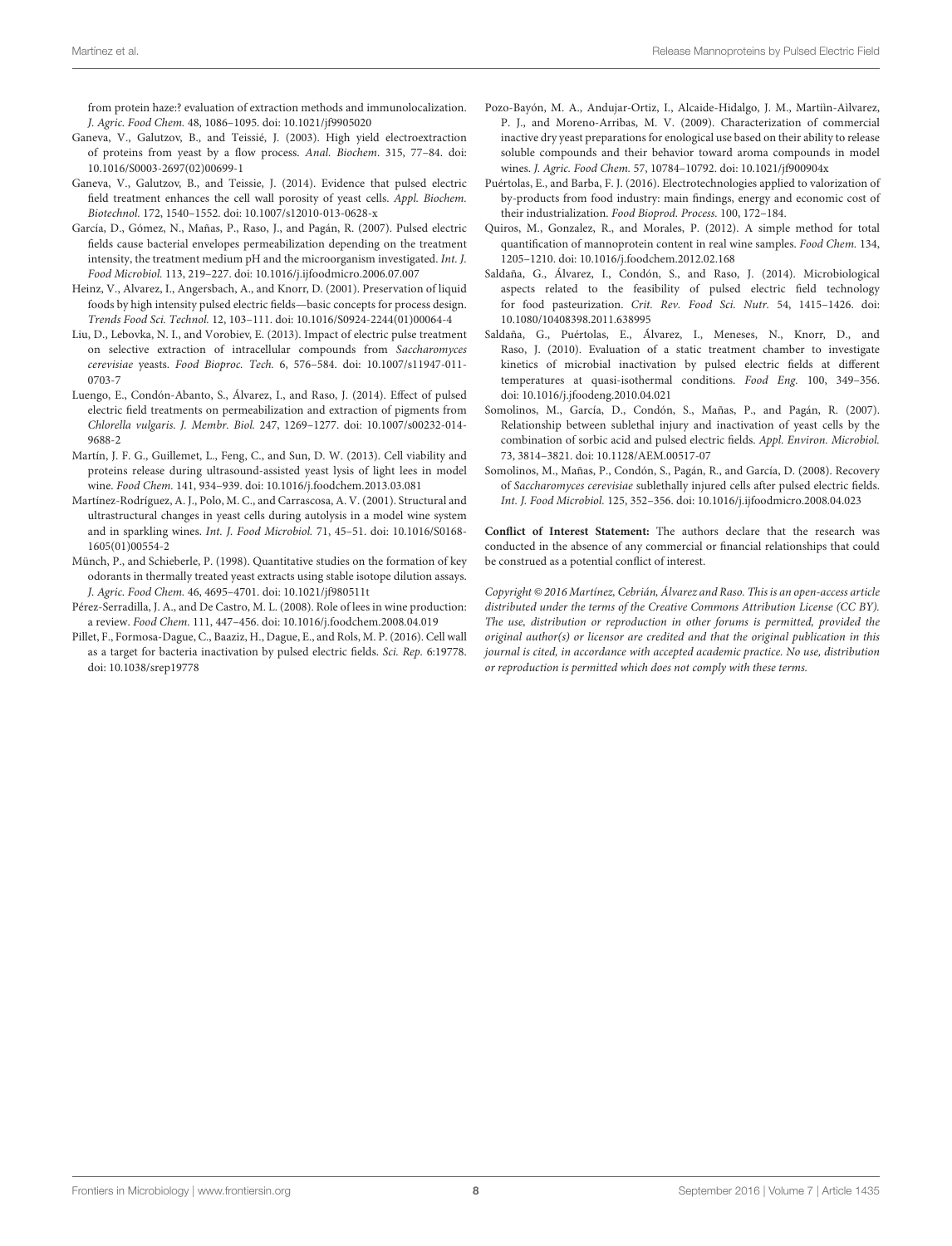from protein haze:? evaluation of extraction methods and immunolocalization. *J. Agric. Food Chem.* 48, 1086–1095. doi: 10.1021/jf9905020

Ganeva, V., Galutzov, B., and Teissié, J. (2003). High yield electroextraction of proteins from yeast by a flow process. *Anal. Biochem*. 315, 77–84. doi: 10.1016/S0003-2697(02)00699-1

Ganeva, V., Galutzov, B., and Teissie, J. (2014). Evidence that pulsed electric field treatment enhances the cell wall porosity of yeast cells. *Appl. Biochem. Biotechnol.* 172, 1540–1552. doi: 10.1007/s12010-013-0628-x

García, D., Gómez, N., Mañas, P., Raso, J., and Pagán, R. (2007). Pulsed electric fields cause bacterial envelopes permeabilization depending on the treatment intensity, the treatment medium pH and the microorganism investigated. *Int. J. Food Microbiol.* 113, 219–227. doi: 10.1016/j.ijfoodmicro.2006.07.007

Heinz, V., Alvarez, I., Angersbach, A., and Knorr, D. (2001). Preservation of liquid foods by high intensity pulsed electric fields—basic concepts for process design. *Trends Food Sci. Technol.* 12, 103–111. doi: 10.1016/S0924-2244(01)00064-4

Liu, D., Lebovka, N. I., and Vorobiev, E. (2013). Impact of electric pulse treatment on selective extraction of intracellular compounds from *Saccharomyces cerevisiae* yeasts. *Food Bioproc. Tech.* 6, 576–584. doi: 10.1007/s11947-011-0703-7

Luengo, E., Condón-Abanto, S., Álvarez, I., and Raso, J. (2014). Effect of pulsed electric field treatments on permeabilization and extraction of pigments from *Chlorella vulgaris*. *J. Membr. Biol.* 247, 1269–1277. doi: 10.1007/s00232-014-9688-2

Martín, J. F. G., Guillemet, L., Feng, C., and Sun, D. W. (2013). Cell viability and proteins release during ultrasound-assisted yeast lysis of light lees in model wine. *Food Chem.* 141, 934–939. doi: 10.1016/j.foodchem.2013.03.081

Martínez-Rodríguez, A. J., Polo, M. C., and Carrascosa, A. V. (2001). Structural and ultrastructural changes in yeast cells during autolysis in a model wine system and in sparkling wines. *Int. J. Food Microbiol.* 71, 45–51. doi: 10.1016/S0168-1605(01)00554-2

Münch, P., and Schieberle, P. (1998). Quantitative studies on the formation of key odorants in thermally treated yeast extracts using stable isotope dilution assays. *J. Agric. Food Chem.* 46, 4695–4701. doi: 10.1021/jf980511t

Pérez-Serradilla, J. A., and De Castro, M. L. (2008). Role of lees in wine production: a review. *Food Chem.* 111, 447–456. doi: 10.1016/j.foodchem.2008.04.019

Pillet, F., Formosa-Dague, C., Baaziz, H., Dague, E., and Rols, M. P. (2016). Cell wall as a target for bacteria inactivation by pulsed electric fields. *Sci. Rep.* 6:19778. doi: 10.1038/srep19778

Pozo-Bayón, M. A., Andujar-Ortiz, I., Alcaide-Hidalgo, J. M., Martiìn-Aìlvarez, P. J., and Moreno-Arribas, M. V. (2009). Characterization of commercial inactive dry yeast preparations for enological use based on their ability to release soluble compounds and their behavior toward aroma compounds in model wines. *J. Agric. Food Chem.* 57, 10784–10792. doi: 10.1021/jf900904x

Puértolas, E., and Barba, F. J. (2016). Electrotechnologies applied to valorization of by-products from food industry: main findings, energy and economic cost of their industrialization. *Food Bioprod. Process.* 100, 172–184.

Quiros, M., Gonzalez, R., and Morales, P. (2012). A simple method for total quantification of mannoprotein content in real wine samples. *Food Chem.* 134, 1205–1210. doi: 10.1016/j.foodchem.2012.02.168

Saldaña, G., Álvarez, I., Condón, S., and Raso, J. (2014). Microbiological aspects related to the feasibility of pulsed electric field technology for food pasteurization. *Crit. Rev. Food Sci. Nutr.* 54, 1415–1426. doi: 10.1080/10408398.2011.638995

Saldaña, G., Puértolas, E., Álvarez, I., Meneses, N., Knorr, D., and Raso, J. (2010). Evaluation of a static treatment chamber to investigate kinetics of microbial inactivation by pulsed electric fields at different temperatures at quasi-isothermal conditions. *Food Eng.* 100, 349–356. doi: 10.1016/j.jfoodeng.2010.04.021

Somolinos, M., García, D., Condón, S., Mañas, P., and Pagán, R. (2007). Relationship between sublethal injury and inactivation of yeast cells by the combination of sorbic acid and pulsed electric fields. *Appl. Environ. Microbiol.* 73, 3814–3821. doi: 10.1128/AEM.00517-07

Somolinos, M., Mañas, P., Condón, S., Pagán, R., and García, D. (2008). Recovery of *Saccharomyces cerevisiae* sublethally injured cells after pulsed electric fields. *Int. J. Food Microbiol.* 125, 352–356. doi: 10.1016/j.ijfoodmicro.2008.04.023

**Conflict of Interest Statement:** The authors declare that the research was conducted in the absence of any commercial or financial relationships that could be construed as a potential conflict of interest.

*Copyright © 2016 Martínez, Cebrián, Álvarez and Raso. This is an open-access article distributed under the terms of the Creative Commons Attribution License (CC BY). The use, distribution or reproduction in other forums is permitted, provided the original author(s) or licensor are credited and that the original publication in this journal is cited, in accordance with accepted academic practice. No use, distribution or reproduction is permitted which does not comply with these terms.*